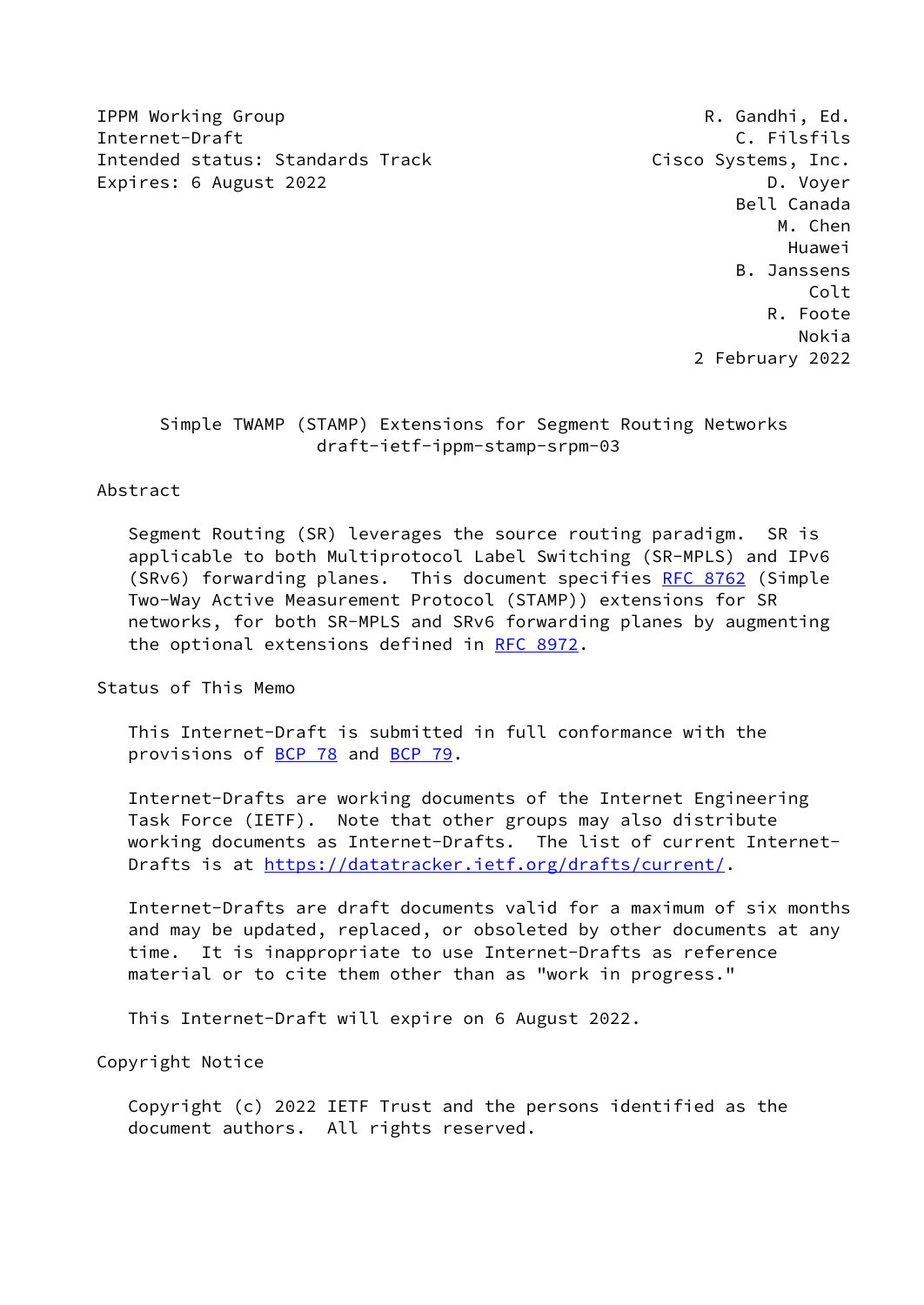IPPM Working Group R. Gandhi, Ed.
Internet-Draft C. Filsfils
Intended status: Standards Track Cisco Systems, Inc.
Expires: 6 August 2022 D. Voyer
Bell Canada
M. Chen
Huawei
B. Janssens
Colt
R. Foote
Nokia
2 February 2022

# Simple TWAMP (STAMP) Extensions for Segment Routing Networks
draft-ietf-ippm-stamp-srpm-03

## Abstract

Segment Routing (SR) leverages the source routing paradigm. SR is applicable to both Multiprotocol Label Switching (SR-MPLS) and IPv6 (SRv6) forwarding planes. This document specifies RFC 8762 (Simple Two-Way Active Measurement Protocol (STAMP)) extensions for SR networks, for both SR-MPLS and SRv6 forwarding planes by augmenting the optional extensions defined in RFC 8972.

## Status of This Memo

This Internet-Draft is submitted in full conformance with the provisions of BCP 78 and BCP 79.

Internet-Drafts are working documents of the Internet Engineering Task Force (IETF). Note that other groups may also distribute working documents as Internet-Drafts. The list of current Internet-Drafts is at https://datatracker.ietf.org/drafts/current/.

Internet-Drafts are draft documents valid for a maximum of six months and may be updated, replaced, or obsoleted by other documents at any time. It is inappropriate to use Internet-Drafts as reference material or to cite them other than as "work in progress."

This Internet-Draft will expire on 6 August 2022.

## Copyright Notice

Copyright (c) 2022 IETF Trust and the persons identified as the document authors. All rights reserved.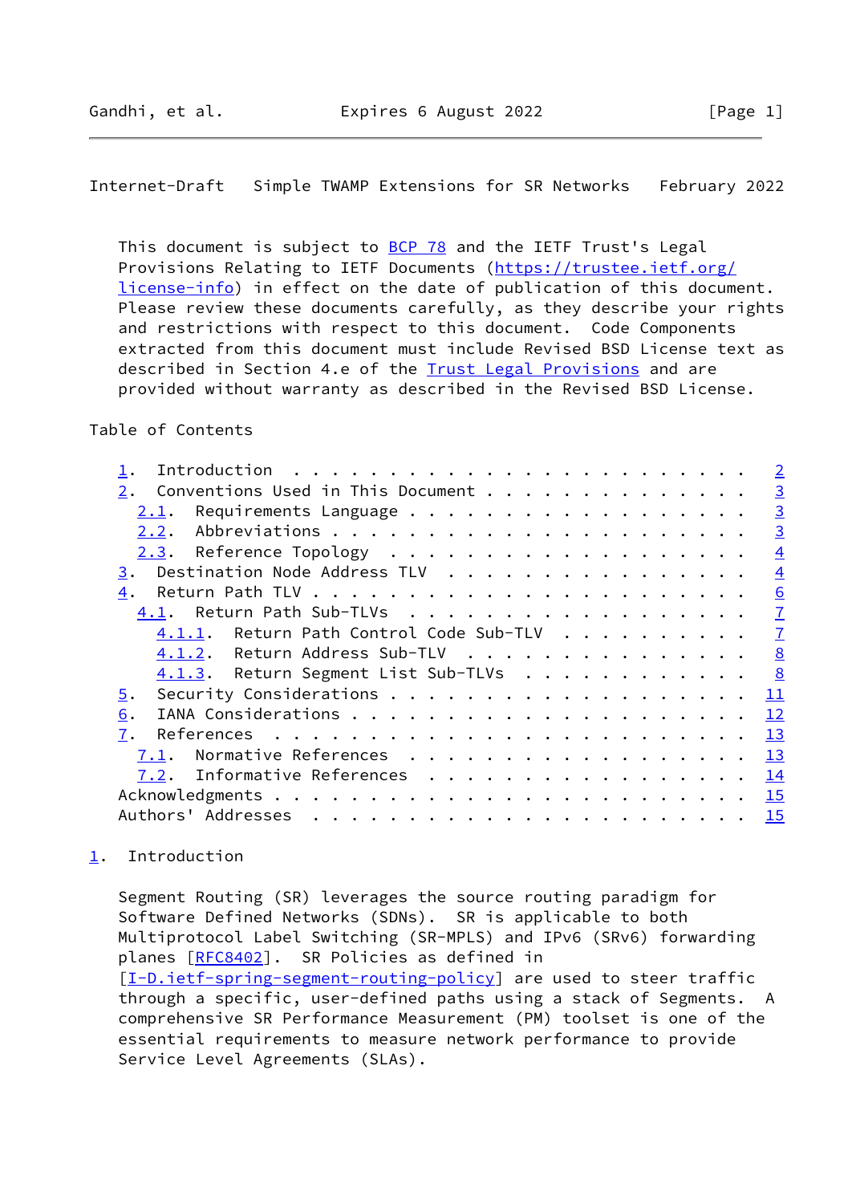This document is subject to BCP 78 and the IETF Trust's Legal Provisions Relating to IETF Documents (https://trustee.ietf.org/license-info) in effect on the date of publication of this document. Please review these documents carefully, as they describe your rights and restrictions with respect to this document. Code Components extracted from this document must include Revised BSD License text as described in Section 4.e of the Trust Legal Provisions and are provided without warranty as described in the Revised BSD License.

## Table of Contents

- 1. Introduction . . . . . . . . . . . . . . . . . . . . . . . . 2
- 2. Conventions Used in This Document . . . . . . . . . . . . . . 3
  - 2.1. Requirements Language . . . . . . . . . . . . . . . . . . 3
  - 2.2. Abbreviations . . . . . . . . . . . . . . . . . . . . . . 3
  - 2.3. Reference Topology . . . . . . . . . . . . . . . . . . . 4
- 3. Destination Node Address TLV . . . . . . . . . . . . . . . . 4
- 4. Return Path TLV . . . . . . . . . . . . . . . . . . . . . . . 6
  - 4.1. Return Path Sub-TLVs . . . . . . . . . . . . . . . . . . 7
    - 4.1.1. Return Path Control Code Sub-TLV . . . . . . . . . . 7
    - 4.1.2. Return Address Sub-TLV . . . . . . . . . . . . . . . 8
    - 4.1.3. Return Segment List Sub-TLVs . . . . . . . . . . . . 8
- 5. Security Considerations . . . . . . . . . . . . . . . . . . . 11
- 6. IANA Considerations . . . . . . . . . . . . . . . . . . . . . 12
- 7. References . . . . . . . . . . . . . . . . . . . . . . . . . 13
  - 7.1. Normative References . . . . . . . . . . . . . . . . . . 13
  - 7.2. Informative References . . . . . . . . . . . . . . . . . 14
- Acknowledgments . . . . . . . . . . . . . . . . . . . . . . . . 15
- Authors' Addresses . . . . . . . . . . . . . . . . . . . . . . . 15

## 1. Introduction

Segment Routing (SR) leverages the source routing paradigm for Software Defined Networks (SDNs). SR is applicable to both Multiprotocol Label Switching (SR-MPLS) and IPv6 (SRv6) forwarding planes [RFC8402]. SR Policies as defined in [I-D.ietf-spring-segment-routing-policy] are used to steer traffic through a specific, user-defined paths using a stack of Segments. A comprehensive SR Performance Measurement (PM) toolset is one of the essential requirements to measure network performance to provide Service Level Agreements (SLAs).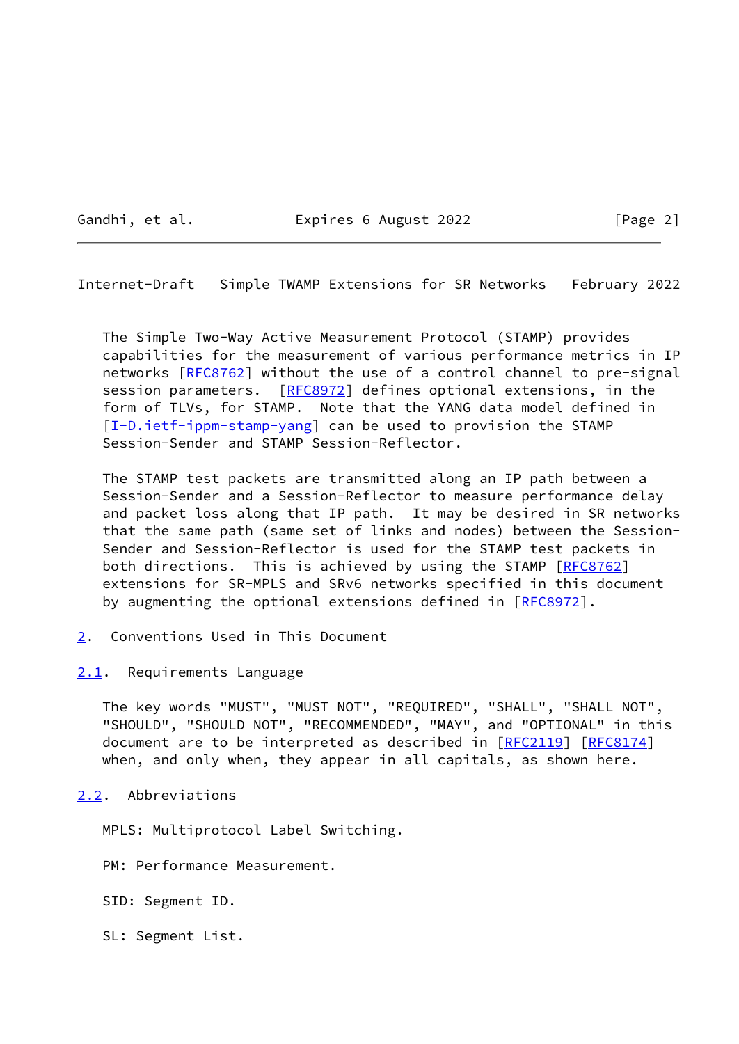The Simple Two-Way Active Measurement Protocol (STAMP) provides capabilities for the measurement of various performance metrics in IP networks [RFC8762] without the use of a control channel to pre-signal session parameters. [RFC8972] defines optional extensions, in the form of TLVs, for STAMP. Note that the YANG data model defined in [I-D.ietf-ippm-stamp-yang] can be used to provision the STAMP Session-Sender and STAMP Session-Reflector.

The STAMP test packets are transmitted along an IP path between a Session-Sender and a Session-Reflector to measure performance delay and packet loss along that IP path. It may be desired in SR networks that the same path (same set of links and nodes) between the Session-Sender and Session-Reflector is used for the STAMP test packets in both directions. This is achieved by using the STAMP [RFC8762] extensions for SR-MPLS and SRv6 networks specified in this document by augmenting the optional extensions defined in [RFC8972].

## 2. Conventions Used in This Document

### 2.1. Requirements Language

The key words "MUST", "MUST NOT", "REQUIRED", "SHALL", "SHALL NOT", "SHOULD", "SHOULD NOT", "RECOMMENDED", "MAY", and "OPTIONAL" in this document are to be interpreted as described in [RFC2119] [RFC8174] when, and only when, they appear in all capitals, as shown here.

### 2.2. Abbreviations

MPLS: Multiprotocol Label Switching.

PM: Performance Measurement.

SID: Segment ID.

SL: Segment List.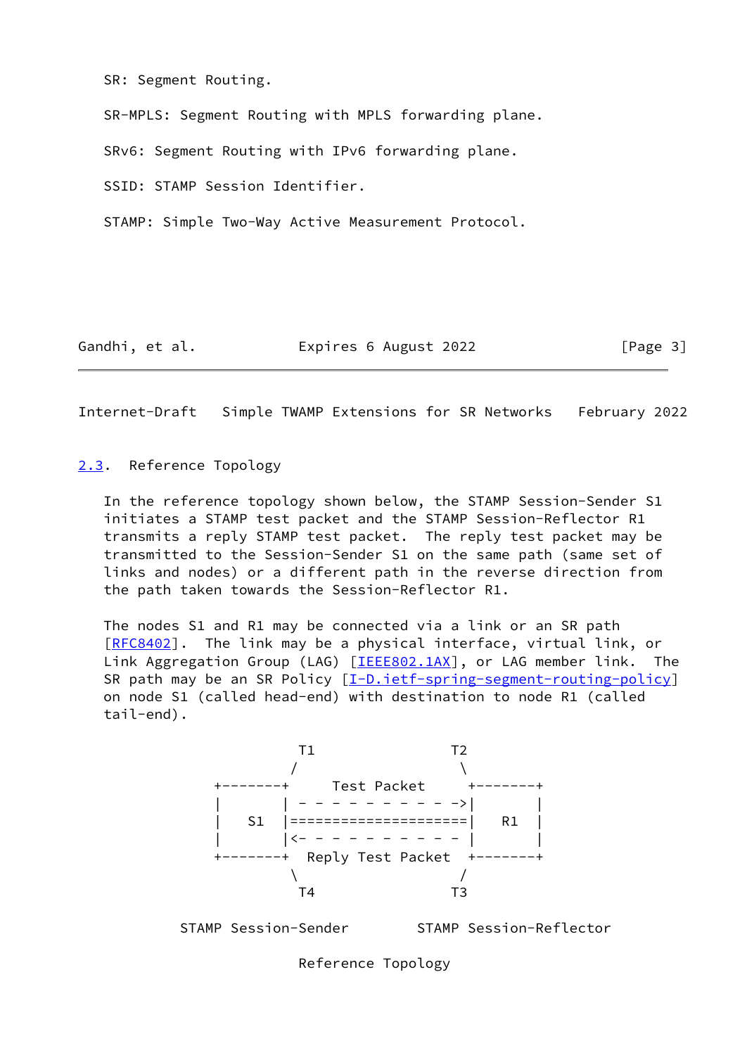SR: Segment Routing.

SR-MPLS: Segment Routing with MPLS forwarding plane.

SRv6: Segment Routing with IPv6 forwarding plane.

SSID: STAMP Session Identifier.

STAMP: Simple Two-Way Active Measurement Protocol.

## 2.3. Reference Topology

In the reference topology shown below, the STAMP Session-Sender S1 initiates a STAMP test packet and the STAMP Session-Reflector R1 transmits a reply STAMP test packet. The reply test packet may be transmitted to the Session-Sender S1 on the same path (same set of links and nodes) or a different path in the reverse direction from the path taken towards the Session-Reflector R1.

The nodes S1 and R1 may be connected via a link or an SR path [RFC8402]. The link may be a physical interface, virtual link, or Link Aggregation Group (LAG) [IEEE802.1AX], or LAG member link. The SR path may be an SR Policy [I-D.ietf-spring-segment-routing-policy] on node S1 (called head-end) with destination to node R1 (called tail-end).

```
                   T1                T2
                  /                   \
         +-------+      Test Packet     +-------+
         |       | - - - - - - - - - ->|       |
         |   S1  |=====================|   R1  |
         |       |<- - - - - - - - - - |       |
         +-------+  Reply Test Packet  +-------+
                  \                   /
                   T4                T3

      STAMP Session-Sender        STAMP Session-Reflector

                     Reference Topology
```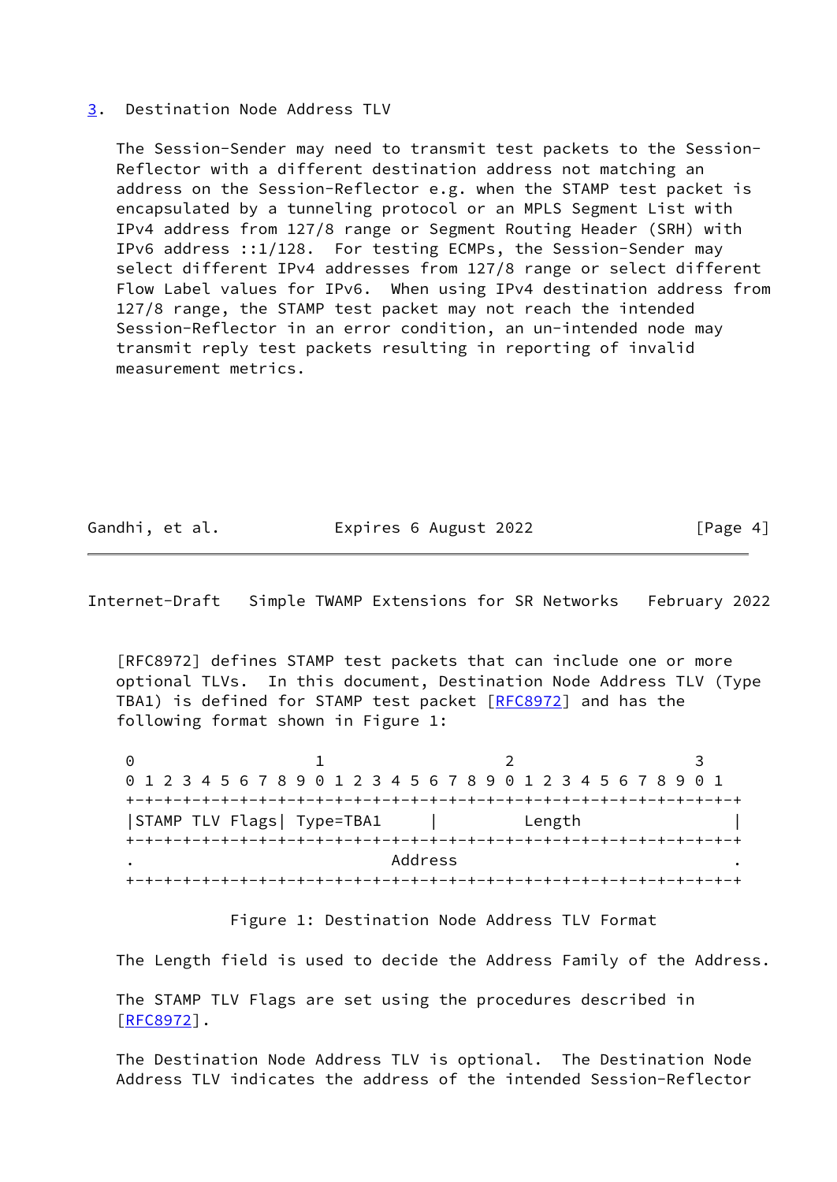## 3. Destination Node Address TLV

The Session-Sender may need to transmit test packets to the Session-Reflector with a different destination address not matching an address on the Session-Reflector e.g. when the STAMP test packet is encapsulated by a tunneling protocol or an MPLS Segment List with IPv4 address from 127/8 range or Segment Routing Header (SRH) with IPv6 address ::1/128. For testing ECMPs, the Session-Sender may select different IPv4 addresses from 127/8 range or select different Flow Label values for IPv6. When using IPv4 destination address from 127/8 range, the STAMP test packet may not reach the intended Session-Reflector in an error condition, an un-intended node may transmit reply test packets resulting in reporting of invalid measurement metrics.

[RFC8972] defines STAMP test packets that can include one or more optional TLVs. In this document, Destination Node Address TLV (Type TBA1) is defined for STAMP test packet [RFC8972] and has the following format shown in Figure 1:

```
 0                   1                   2                   3
 0 1 2 3 4 5 6 7 8 9 0 1 2 3 4 5 6 7 8 9 0 1 2 3 4 5 6 7 8 9 0 1
+-+-+-+-+-+-+-+-+-+-+-+-+-+-+-+-+-+-+-+-+-+-+-+-+-+-+-+-+-+-+-+-+
|STAMP TLV Flags| Type=TBA1     |         Length                |
+-+-+-+-+-+-+-+-+-+-+-+-+-+-+-+-+-+-+-+-+-+-+-+-+-+-+-+-+-+-+-+-+
.                           Address                             .
+-+-+-+-+-+-+-+-+-+-+-+-+-+-+-+-+-+-+-+-+-+-+-+-+-+-+-+-+-+-+-+-+
```

Figure 1: Destination Node Address TLV Format

The Length field is used to decide the Address Family of the Address.

The STAMP TLV Flags are set using the procedures described in [RFC8972].

The Destination Node Address TLV is optional. The Destination Node Address TLV indicates the address of the intended Session-Reflector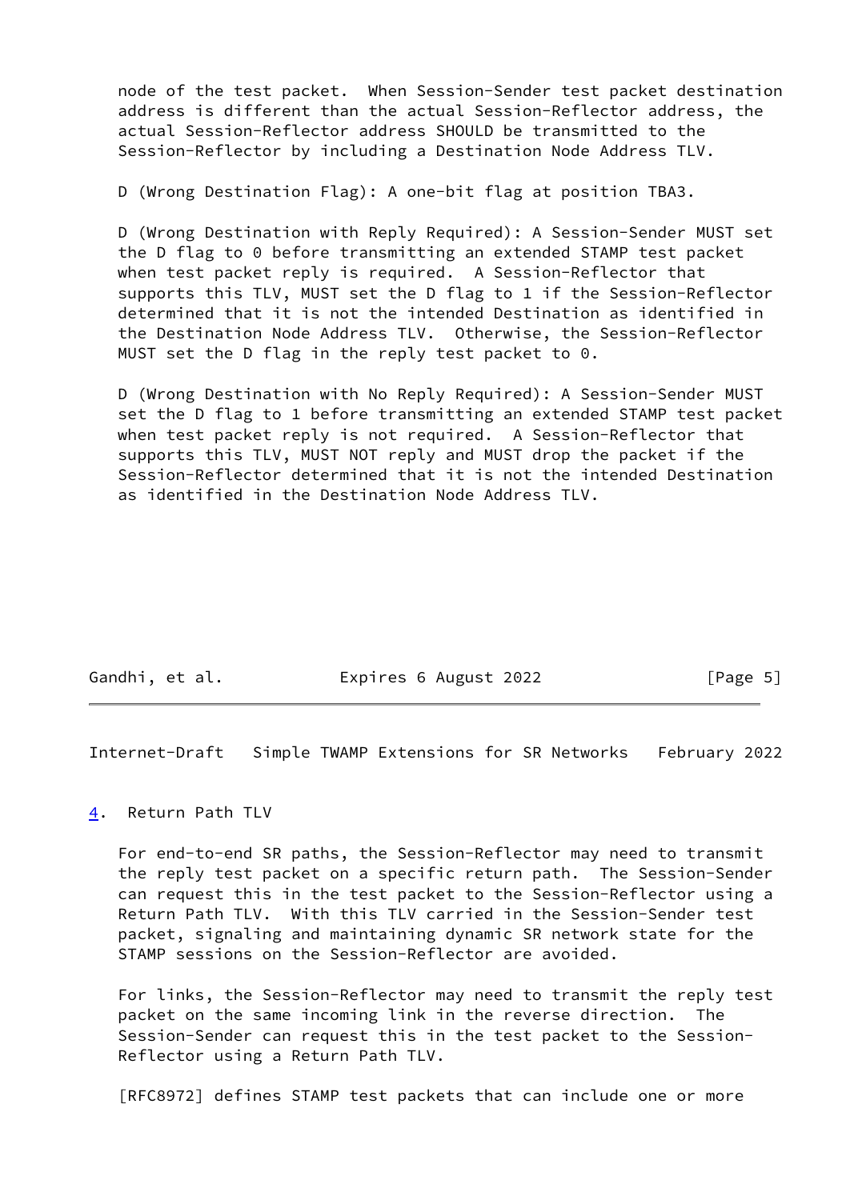node of the test packet. When Session-Sender test packet destination address is different than the actual Session-Reflector address, the actual Session-Reflector address SHOULD be transmitted to the Session-Reflector by including a Destination Node Address TLV.

D (Wrong Destination Flag): A one-bit flag at position TBA3.

D (Wrong Destination with Reply Required): A Session-Sender MUST set the D flag to 0 before transmitting an extended STAMP test packet when test packet reply is required. A Session-Reflector that supports this TLV, MUST set the D flag to 1 if the Session-Reflector determined that it is not the intended Destination as identified in the Destination Node Address TLV. Otherwise, the Session-Reflector MUST set the D flag in the reply test packet to 0.

D (Wrong Destination with No Reply Required): A Session-Sender MUST set the D flag to 1 before transmitting an extended STAMP test packet when test packet reply is not required. A Session-Reflector that supports this TLV, MUST NOT reply and MUST drop the packet if the Session-Reflector determined that it is not the intended Destination as identified in the Destination Node Address TLV.

## 4. Return Path TLV

For end-to-end SR paths, the Session-Reflector may need to transmit the reply test packet on a specific return path. The Session-Sender can request this in the test packet to the Session-Reflector using a Return Path TLV. With this TLV carried in the Session-Sender test packet, signaling and maintaining dynamic SR network state for the STAMP sessions on the Session-Reflector are avoided.

For links, the Session-Reflector may need to transmit the reply test packet on the same incoming link in the reverse direction. The Session-Sender can request this in the test packet to the Session-Reflector using a Return Path TLV.

[RFC8972] defines STAMP test packets that can include one or more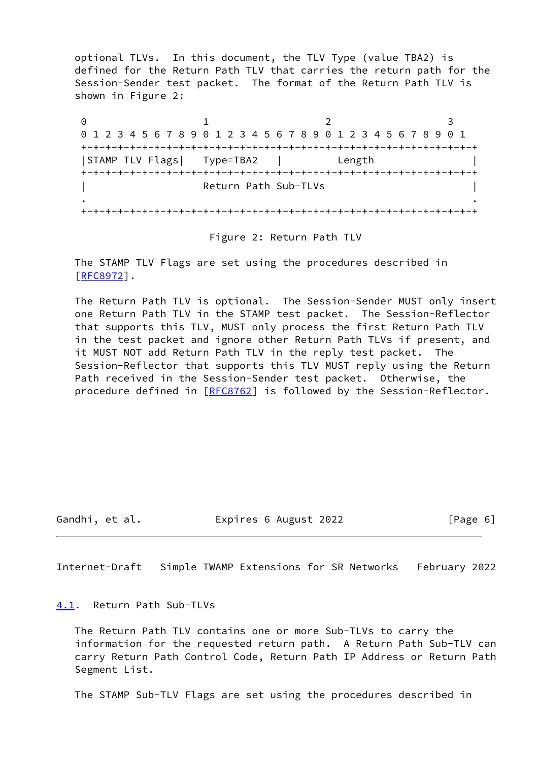optional TLVs. In this document, the TLV Type (value TBA2) is defined for the Return Path TLV that carries the return path for the Session-Sender test packet. The format of the Return Path TLV is shown in Figure 2:

```
 0                   1                   2                   3
 0 1 2 3 4 5 6 7 8 9 0 1 2 3 4 5 6 7 8 9 0 1 2 3 4 5 6 7 8 9 0 1
+-+-+-+-+-+-+-+-+-+-+-+-+-+-+-+-+-+-+-+-+-+-+-+-+-+-+-+-+-+-+-+-+
|STAMP TLV Flags|   Type=TBA2   |         Length                |
+-+-+-+-+-+-+-+-+-+-+-+-+-+-+-+-+-+-+-+-+-+-+-+-+-+-+-+-+-+-+-+-+
|                   Return Path Sub-TLVs                        |
.                                                               .
+-+-+-+-+-+-+-+-+-+-+-+-+-+-+-+-+-+-+-+-+-+-+-+-+-+-+-+-+-+-+-+-+
```

Figure 2: Return Path TLV

The STAMP TLV Flags are set using the procedures described in [RFC8972].

The Return Path TLV is optional. The Session-Sender MUST only insert one Return Path TLV in the STAMP test packet. The Session-Reflector that supports this TLV, MUST only process the first Return Path TLV in the test packet and ignore other Return Path TLVs if present, and it MUST NOT add Return Path TLV in the reply test packet. The Session-Reflector that supports this TLV MUST reply using the Return Path received in the Session-Sender test packet. Otherwise, the procedure defined in [RFC8762] is followed by the Session-Reflector.

### 4.1. Return Path Sub-TLVs

The Return Path TLV contains one or more Sub-TLVs to carry the information for the requested return path. A Return Path Sub-TLV can carry Return Path Control Code, Return Path IP Address or Return Path Segment List.

The STAMP Sub-TLV Flags are set using the procedures described in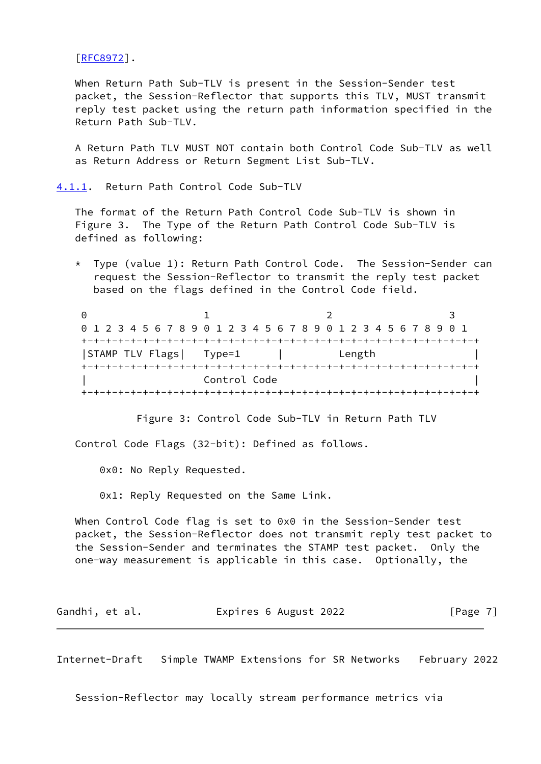[RFC8972].

When Return Path Sub-TLV is present in the Session-Sender test packet, the Session-Reflector that supports this TLV, MUST transmit reply test packet using the return path information specified in the Return Path Sub-TLV.

A Return Path TLV MUST NOT contain both Control Code Sub-TLV as well as Return Address or Return Segment List Sub-TLV.

### 4.1.1. Return Path Control Code Sub-TLV

The format of the Return Path Control Code Sub-TLV is shown in Figure 3. The Type of the Return Path Control Code Sub-TLV is defined as following:

* Type (value 1): Return Path Control Code. The Session-Sender can request the Session-Reflector to transmit the reply test packet based on the flags defined in the Control Code field.

```
 0                   1                   2                   3
 0 1 2 3 4 5 6 7 8 9 0 1 2 3 4 5 6 7 8 9 0 1 2 3 4 5 6 7 8 9 0 1
+-+-+-+-+-+-+-+-+-+-+-+-+-+-+-+-+-+-+-+-+-+-+-+-+-+-+-+-+-+-+-+-+
|STAMP TLV Flags|    Type=1     |           Length              |
+-+-+-+-+-+-+-+-+-+-+-+-+-+-+-+-+-+-+-+-+-+-+-+-+-+-+-+-+-+-+-+-+
|                    Control Code                               |
+-+-+-+-+-+-+-+-+-+-+-+-+-+-+-+-+-+-+-+-+-+-+-+-+-+-+-+-+-+-+-+-+
```

Figure 3: Control Code Sub-TLV in Return Path TLV

Control Code Flags (32-bit): Defined as follows.

0x0: No Reply Requested.

0x1: Reply Requested on the Same Link.

When Control Code flag is set to 0x0 in the Session-Sender test packet, the Session-Reflector does not transmit reply test packet to the Session-Sender and terminates the STAMP test packet. Only the one-way measurement is applicable in this case. Optionally, the Session-Reflector may locally stream performance metrics via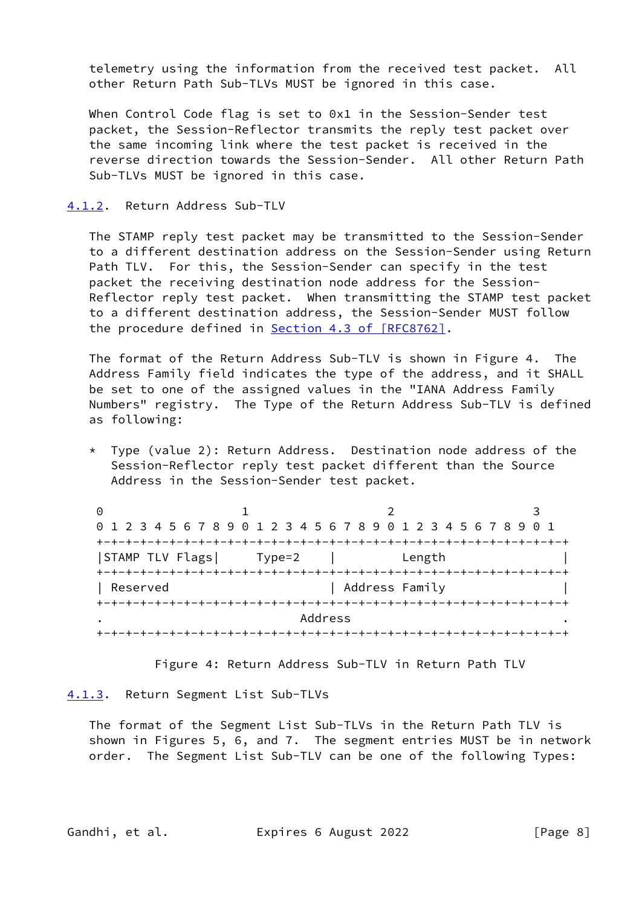telemetry using the information from the received test packet. All other Return Path Sub-TLVs MUST be ignored in this case.

When Control Code flag is set to 0x1 in the Session-Sender test packet, the Session-Reflector transmits the reply test packet over the same incoming link where the test packet is received in the reverse direction towards the Session-Sender. All other Return Path Sub-TLVs MUST be ignored in this case.

### 4.1.2. Return Address Sub-TLV

The STAMP reply test packet may be transmitted to the Session-Sender to a different destination address on the Session-Sender using Return Path TLV. For this, the Session-Sender can specify in the test packet the receiving destination node address for the Session-Reflector reply test packet. When transmitting the STAMP test packet to a different destination address, the Session-Sender MUST follow the procedure defined in Section 4.3 of [RFC8762].

The format of the Return Address Sub-TLV is shown in Figure 4. The Address Family field indicates the type of the address, and it SHALL be set to one of the assigned values in the "IANA Address Family Numbers" registry. The Type of the Return Address Sub-TLV is defined as following:

* Type (value 2): Return Address. Destination node address of the Session-Reflector reply test packet different than the Source Address in the Session-Sender test packet.

```
 0                   1                   2                   3
 0 1 2 3 4 5 6 7 8 9 0 1 2 3 4 5 6 7 8 9 0 1 2 3 4 5 6 7 8 9 0 1
+-+-+-+-+-+-+-+-+-+-+-+-+-+-+-+-+-+-+-+-+-+-+-+-+-+-+-+-+-+-+-+-+
|STAMP TLV Flags|     Type=2    |          Length               |
+-+-+-+-+-+-+-+-+-+-+-+-+-+-+-+-+-+-+-+-+-+-+-+-+-+-+-+-+-+-+-+-+
| Reserved                      | Address Family                |
+-+-+-+-+-+-+-+-+-+-+-+-+-+-+-+-+-+-+-+-+-+-+-+-+-+-+-+-+-+-+-+-+
.                            Address                            .
+-+-+-+-+-+-+-+-+-+-+-+-+-+-+-+-+-+-+-+-+-+-+-+-+-+-+-+-+-+-+-+-+
```

Figure 4: Return Address Sub-TLV in Return Path TLV

### 4.1.3. Return Segment List Sub-TLVs

The format of the Segment List Sub-TLVs in the Return Path TLV is shown in Figures 5, 6, and 7. The segment entries MUST be in network order. The Segment List Sub-TLV can be one of the following Types: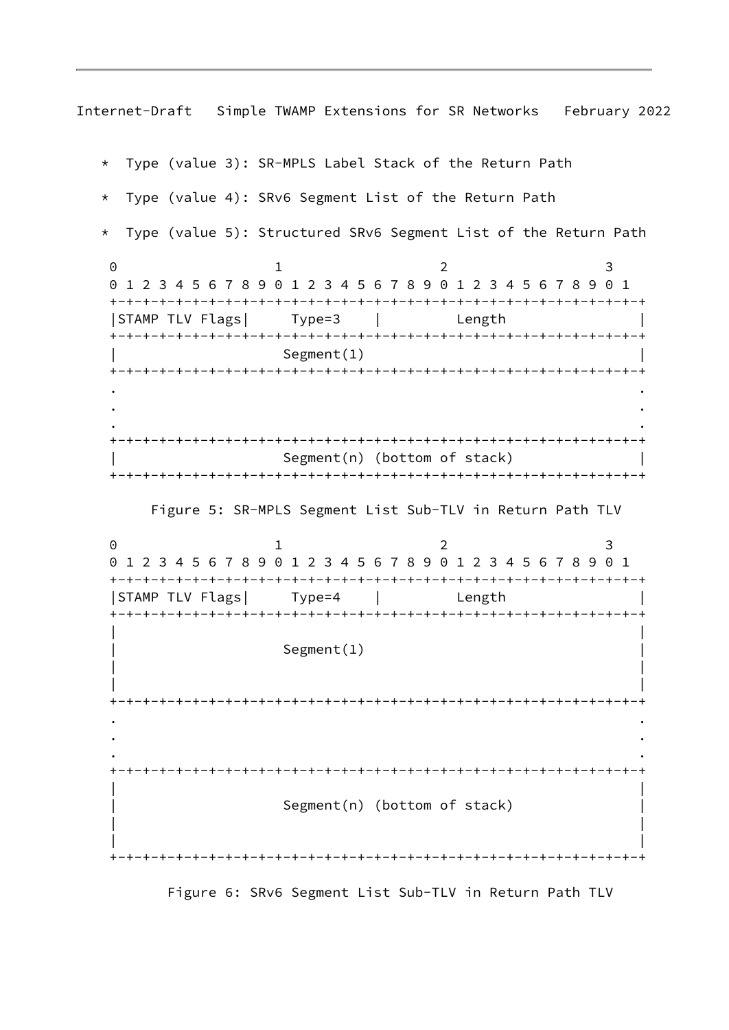* Type (value 3): SR-MPLS Label Stack of the Return Path

* Type (value 4): SRv6 Segment List of the Return Path

* Type (value 5): Structured SRv6 Segment List of the Return Path

```
 0                   1                   2                   3
 0 1 2 3 4 5 6 7 8 9 0 1 2 3 4 5 6 7 8 9 0 1 2 3 4 5 6 7 8 9 0 1
+-+-+-+-+-+-+-+-+-+-+-+-+-+-+-+-+-+-+-+-+-+-+-+-+-+-+-+-+-+-+-+-+
|STAMP TLV Flags|     Type=3    |          Length               |
+-+-+-+-+-+-+-+-+-+-+-+-+-+-+-+-+-+-+-+-+-+-+-+-+-+-+-+-+-+-+-+-+
|                     Segment(1)                                |
+-+-+-+-+-+-+-+-+-+-+-+-+-+-+-+-+-+-+-+-+-+-+-+-+-+-+-+-+-+-+-+-+
.                                                               .
.                                                               .
.                                                               .
+-+-+-+-+-+-+-+-+-+-+-+-+-+-+-+-+-+-+-+-+-+-+-+-+-+-+-+-+-+-+-+-+
|                     Segment(n) (bottom of stack)              |
+-+-+-+-+-+-+-+-+-+-+-+-+-+-+-+-+-+-+-+-+-+-+-+-+-+-+-+-+-+-+-+-+
```

Figure 5: SR-MPLS Segment List Sub-TLV in Return Path TLV

```
 0                   1                   2                   3
 0 1 2 3 4 5 6 7 8 9 0 1 2 3 4 5 6 7 8 9 0 1 2 3 4 5 6 7 8 9 0 1
+-+-+-+-+-+-+-+-+-+-+-+-+-+-+-+-+-+-+-+-+-+-+-+-+-+-+-+-+-+-+-+-+
|STAMP TLV Flags|     Type=4    |          Length               |
+-+-+-+-+-+-+-+-+-+-+-+-+-+-+-+-+-+-+-+-+-+-+-+-+-+-+-+-+-+-+-+-+
|                                                               |
|                     Segment(1)                                |
|                                                               |
|                                                               |
+-+-+-+-+-+-+-+-+-+-+-+-+-+-+-+-+-+-+-+-+-+-+-+-+-+-+-+-+-+-+-+-+
.                                                               .
.                                                               .
.                                                               .
+-+-+-+-+-+-+-+-+-+-+-+-+-+-+-+-+-+-+-+-+-+-+-+-+-+-+-+-+-+-+-+-+
|                                                               |
|                     Segment(n) (bottom of stack)              |
|                                                               |
|                                                               |
+-+-+-+-+-+-+-+-+-+-+-+-+-+-+-+-+-+-+-+-+-+-+-+-+-+-+-+-+-+-+-+-+
```

Figure 6: SRv6 Segment List Sub-TLV in Return Path TLV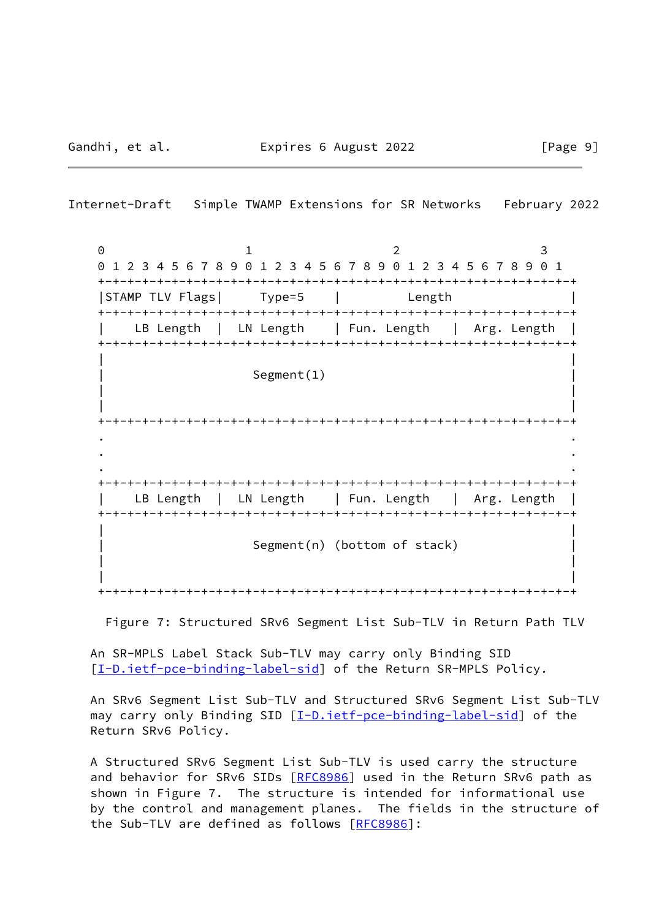```
 0                   1                   2                   3
 0 1 2 3 4 5 6 7 8 9 0 1 2 3 4 5 6 7 8 9 0 1 2 3 4 5 6 7 8 9 0 1
+-+-+-+-+-+-+-+-+-+-+-+-+-+-+-+-+-+-+-+-+-+-+-+-+-+-+-+-+-+-+-+-+
|STAMP TLV Flags|     Type=5    |           Length              |
+-+-+-+-+-+-+-+-+-+-+-+-+-+-+-+-+-+-+-+-+-+-+-+-+-+-+-+-+-+-+-+-+
|   LB Length   |  LN Length    | Fun. Length   |  Arg. Length  |
+-+-+-+-+-+-+-+-+-+-+-+-+-+-+-+-+-+-+-+-+-+-+-+-+-+-+-+-+-+-+-+-+
|                                                               |
|                     Segment(1)                                |
|                                                               |
|                                                               |
+-+-+-+-+-+-+-+-+-+-+-+-+-+-+-+-+-+-+-+-+-+-+-+-+-+-+-+-+-+-+-+-+
.                                                               .
.                                                               .
.                                                               .
+-+-+-+-+-+-+-+-+-+-+-+-+-+-+-+-+-+-+-+-+-+-+-+-+-+-+-+-+-+-+-+-+
|   LB Length   |  LN Length    | Fun. Length   |  Arg. Length  |
+-+-+-+-+-+-+-+-+-+-+-+-+-+-+-+-+-+-+-+-+-+-+-+-+-+-+-+-+-+-+-+-+
|                                                               |
|                     Segment(n) (bottom of stack)              |
|                                                               |
|                                                               |
+-+-+-+-+-+-+-+-+-+-+-+-+-+-+-+-+-+-+-+-+-+-+-+-+-+-+-+-+-+-+-+-+
```

Figure 7: Structured SRv6 Segment List Sub-TLV in Return Path TLV

An SR-MPLS Label Stack Sub-TLV may carry only Binding SID [I-D.ietf-pce-binding-label-sid] of the Return SR-MPLS Policy.

An SRv6 Segment List Sub-TLV and Structured SRv6 Segment List Sub-TLV may carry only Binding SID [I-D.ietf-pce-binding-label-sid] of the Return SRv6 Policy.

A Structured SRv6 Segment List Sub-TLV is used carry the structure and behavior for SRv6 SIDs [RFC8986] used in the Return SRv6 path as shown in Figure 7. The structure is intended for informational use by the control and management planes. The fields in the structure of the Sub-TLV are defined as follows [RFC8986]: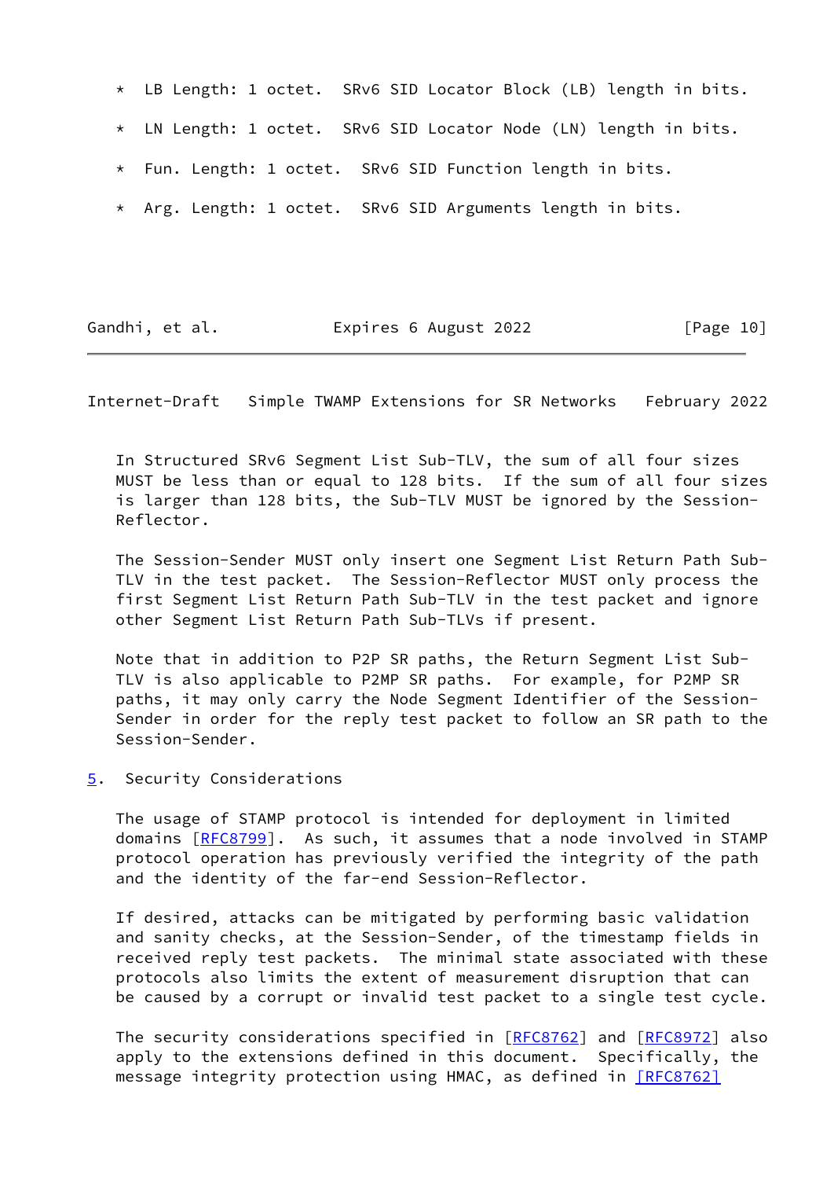* LB Length: 1 octet. SRv6 SID Locator Block (LB) length in bits.

* LN Length: 1 octet. SRv6 SID Locator Node (LN) length in bits.

* Fun. Length: 1 octet. SRv6 SID Function length in bits.

* Arg. Length: 1 octet. SRv6 SID Arguments length in bits.

In Structured SRv6 Segment List Sub-TLV, the sum of all four sizes MUST be less than or equal to 128 bits. If the sum of all four sizes is larger than 128 bits, the Sub-TLV MUST be ignored by the Session-Reflector.

The Session-Sender MUST only insert one Segment List Return Path Sub-TLV in the test packet. The Session-Reflector MUST only process the first Segment List Return Path Sub-TLV in the test packet and ignore other Segment List Return Path Sub-TLVs if present.

Note that in addition to P2P SR paths, the Return Segment List Sub-TLV is also applicable to P2MP SR paths. For example, for P2MP SR paths, it may only carry the Node Segment Identifier of the Session-Sender in order for the reply test packet to follow an SR path to the Session-Sender.

## 5. Security Considerations

The usage of STAMP protocol is intended for deployment in limited domains [RFC8799]. As such, it assumes that a node involved in STAMP protocol operation has previously verified the integrity of the path and the identity of the far-end Session-Reflector.

If desired, attacks can be mitigated by performing basic validation and sanity checks, at the Session-Sender, of the timestamp fields in received reply test packets. The minimal state associated with these protocols also limits the extent of measurement disruption that can be caused by a corrupt or invalid test packet to a single test cycle.

The security considerations specified in [RFC8762] and [RFC8972] also apply to the extensions defined in this document. Specifically, the message integrity protection using HMAC, as defined in [RFC8762]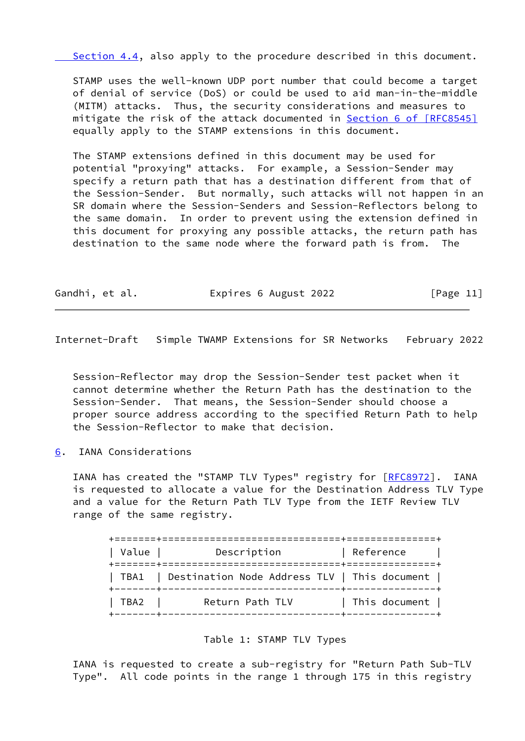Section 4.4, also apply to the procedure described in this document.

STAMP uses the well-known UDP port number that could become a target of denial of service (DoS) or could be used to aid man-in-the-middle (MITM) attacks. Thus, the security considerations and measures to mitigate the risk of the attack documented in Section 6 of [RFC8545] equally apply to the STAMP extensions in this document.

The STAMP extensions defined in this document may be used for potential "proxying" attacks. For example, a Session-Sender may specify a return path that has a destination different from that of the Session-Sender. But normally, such attacks will not happen in an SR domain where the Session-Senders and Session-Reflectors belong to the same domain. In order to prevent using the extension defined in this document for proxying any possible attacks, the return path has destination to the same node where the forward path is from. The Session-Reflector may drop the Session-Sender test packet when it cannot determine whether the Return Path has the destination to the Session-Sender. That means, the Session-Sender should choose a proper source address according to the specified Return Path to help the Session-Reflector to make that decision.

## 6. IANA Considerations

IANA has created the "STAMP TLV Types" registry for [RFC8972]. IANA is requested to allocate a value for the Destination Address TLV Type and a value for the Return Path TLV Type from the IETF Review TLV range of the same registry.

| Value | Description | Reference |
|---|---|---|
| TBA1 | Destination Node Address TLV | This document |
| TBA2 | Return Path TLV | This document |

Table 1: STAMP TLV Types

IANA is requested to create a sub-registry for "Return Path Sub-TLV Type". All code points in the range 1 through 175 in this registry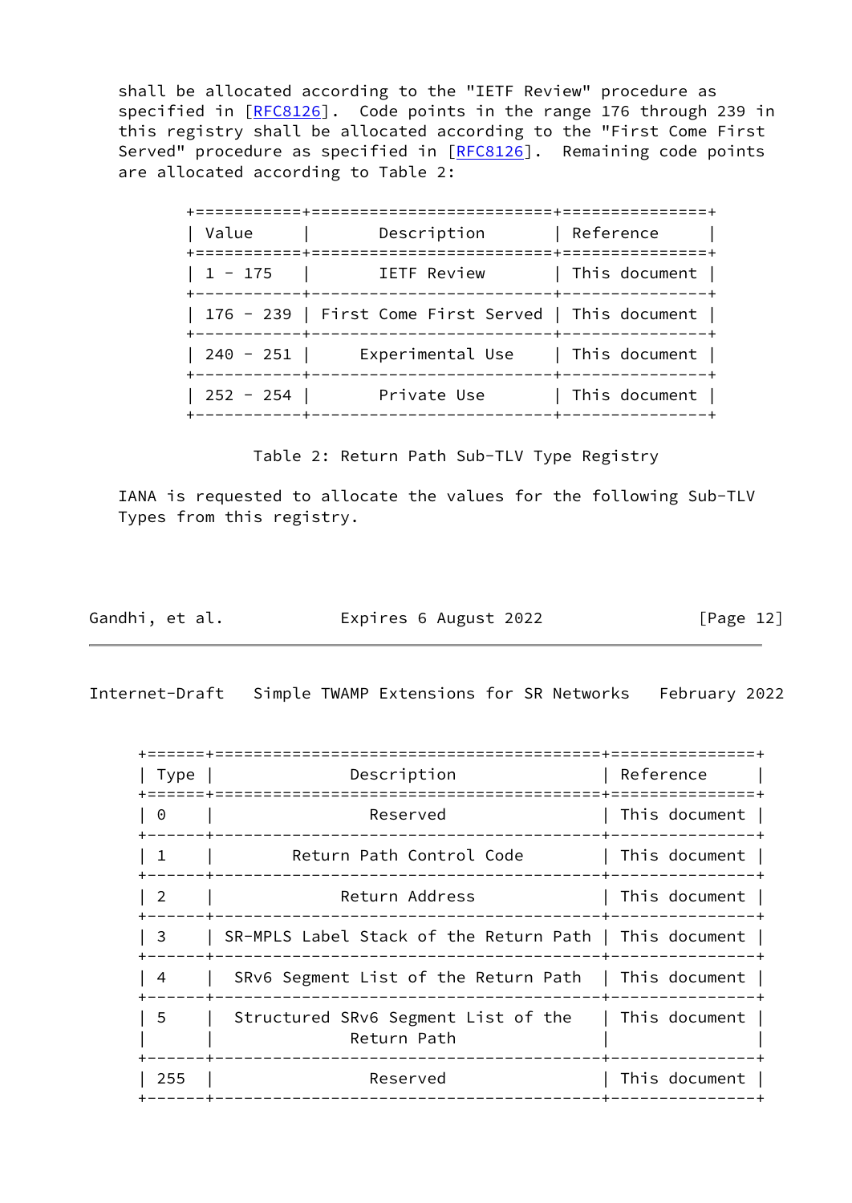shall be allocated according to the "IETF Review" procedure as specified in [RFC8126]. Code points in the range 176 through 239 in this registry shall be allocated according to the "First Come First Served" procedure as specified in [RFC8126]. Remaining code points are allocated according to Table 2:

| Value | Description | Reference |
|---|---|---|
| 1 - 175 | IETF Review | This document |
| 176 - 239 | First Come First Served | This document |
| 240 - 251 | Experimental Use | This document |
| 252 - 254 | Private Use | This document |

Table 2: Return Path Sub-TLV Type Registry

IANA is requested to allocate the values for the following Sub-TLV Types from this registry.

| Type | Description | Reference |
|---|---|---|
| 0 | Reserved | This document |
| 1 | Return Path Control Code | This document |
| 2 | Return Address | This document |
| 3 | SR-MPLS Label Stack of the Return Path | This document |
| 4 | SRv6 Segment List of the Return Path | This document |
| 5 | Structured SRv6 Segment List of the Return Path | This document |
| 255 | Reserved | This document |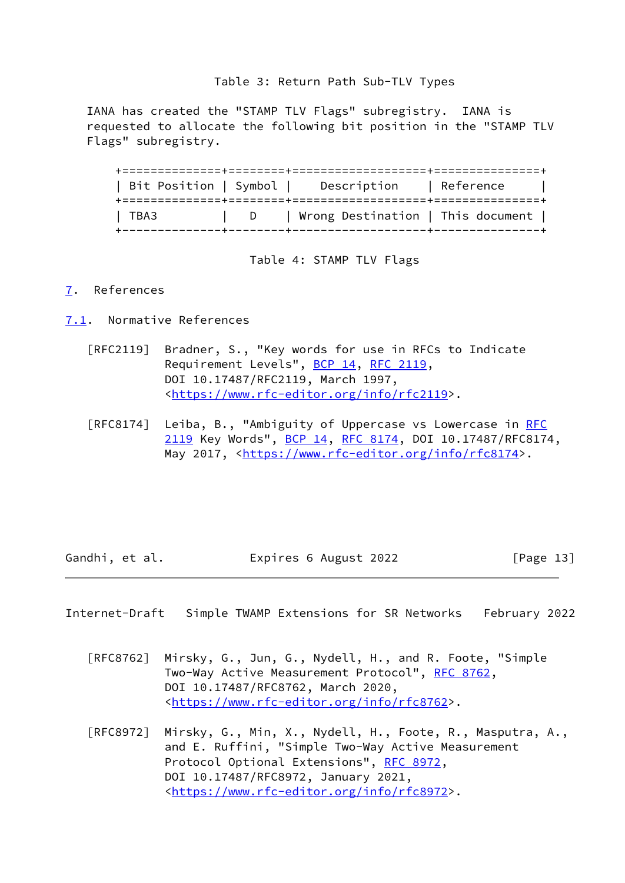Table 3: Return Path Sub-TLV Types

IANA has created the "STAMP TLV Flags" subregistry. IANA is requested to allocate the following bit position in the "STAMP TLV Flags" subregistry.

| Bit Position | Symbol | Description | Reference |
|---|---|---|---|
| TBA3 | D | Wrong Destination | This document |

Table 4: STAMP TLV Flags

## 7. References

### 7.1. Normative References

[RFC2119] Bradner, S., "Key words for use in RFCs to Indicate Requirement Levels", BCP 14, RFC 2119, DOI 10.17487/RFC2119, March 1997, <https://www.rfc-editor.org/info/rfc2119>.

[RFC8174] Leiba, B., "Ambiguity of Uppercase vs Lowercase in RFC 2119 Key Words", BCP 14, RFC 8174, DOI 10.17487/RFC8174, May 2017, <https://www.rfc-editor.org/info/rfc8174>.

[RFC8762] Mirsky, G., Jun, G., Nydell, H., and R. Foote, "Simple Two-Way Active Measurement Protocol", RFC 8762, DOI 10.17487/RFC8762, March 2020, <https://www.rfc-editor.org/info/rfc8762>.

[RFC8972] Mirsky, G., Min, X., Nydell, H., Foote, R., Masputra, A., and E. Ruffini, "Simple Two-Way Active Measurement Protocol Optional Extensions", RFC 8972, DOI 10.17487/RFC8972, January 2021, <https://www.rfc-editor.org/info/rfc8972>.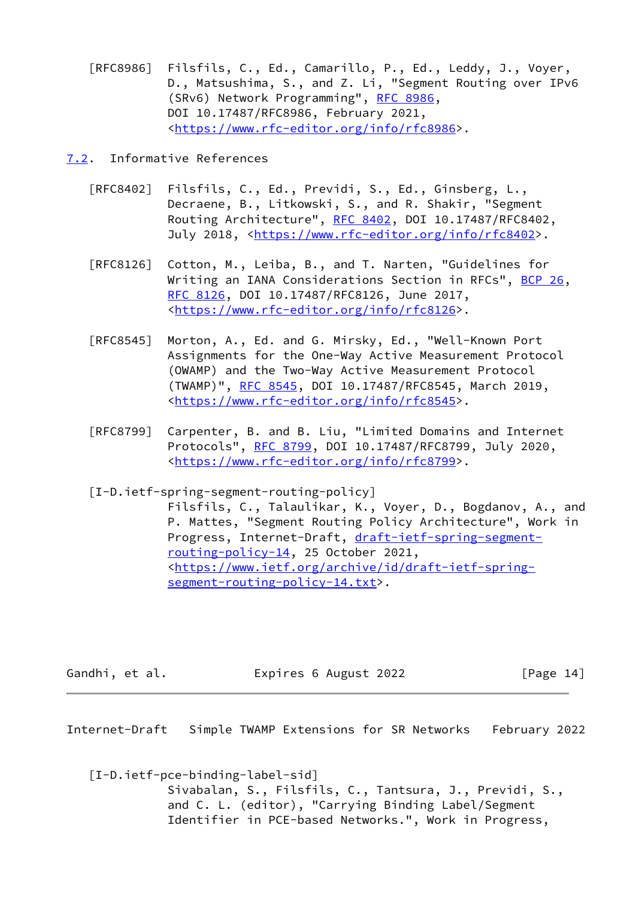[RFC8986] Filsfils, C., Ed., Camarillo, P., Ed., Leddy, J., Voyer, D., Matsushima, S., and Z. Li, "Segment Routing over IPv6 (SRv6) Network Programming", RFC 8986, DOI 10.17487/RFC8986, February 2021, <https://www.rfc-editor.org/info/rfc8986>.

## 7.2. Informative References

[RFC8402] Filsfils, C., Ed., Previdi, S., Ed., Ginsberg, L., Decraene, B., Litkowski, S., and R. Shakir, "Segment Routing Architecture", RFC 8402, DOI 10.17487/RFC8402, July 2018, <https://www.rfc-editor.org/info/rfc8402>.

[RFC8126] Cotton, M., Leiba, B., and T. Narten, "Guidelines for Writing an IANA Considerations Section in RFCs", BCP 26, RFC 8126, DOI 10.17487/RFC8126, June 2017, <https://www.rfc-editor.org/info/rfc8126>.

[RFC8545] Morton, A., Ed. and G. Mirsky, Ed., "Well-Known Port Assignments for the One-Way Active Measurement Protocol (OWAMP) and the Two-Way Active Measurement Protocol (TWAMP)", RFC 8545, DOI 10.17487/RFC8545, March 2019, <https://www.rfc-editor.org/info/rfc8545>.

[RFC8799] Carpenter, B. and B. Liu, "Limited Domains and Internet Protocols", RFC 8799, DOI 10.17487/RFC8799, July 2020, <https://www.rfc-editor.org/info/rfc8799>.

[I-D.ietf-spring-segment-routing-policy] Filsfils, C., Talaulikar, K., Voyer, D., Bogdanov, A., and P. Mattes, "Segment Routing Policy Architecture", Work in Progress, Internet-Draft, draft-ietf-spring-segment-routing-policy-14, 25 October 2021, <https://www.ietf.org/archive/id/draft-ietf-spring-segment-routing-policy-14.txt>.

[I-D.ietf-pce-binding-label-sid] Sivabalan, S., Filsfils, C., Tantsura, J., Previdi, S., and C. L. (editor), "Carrying Binding Label/Segment Identifier in PCE-based Networks.", Work in Progress,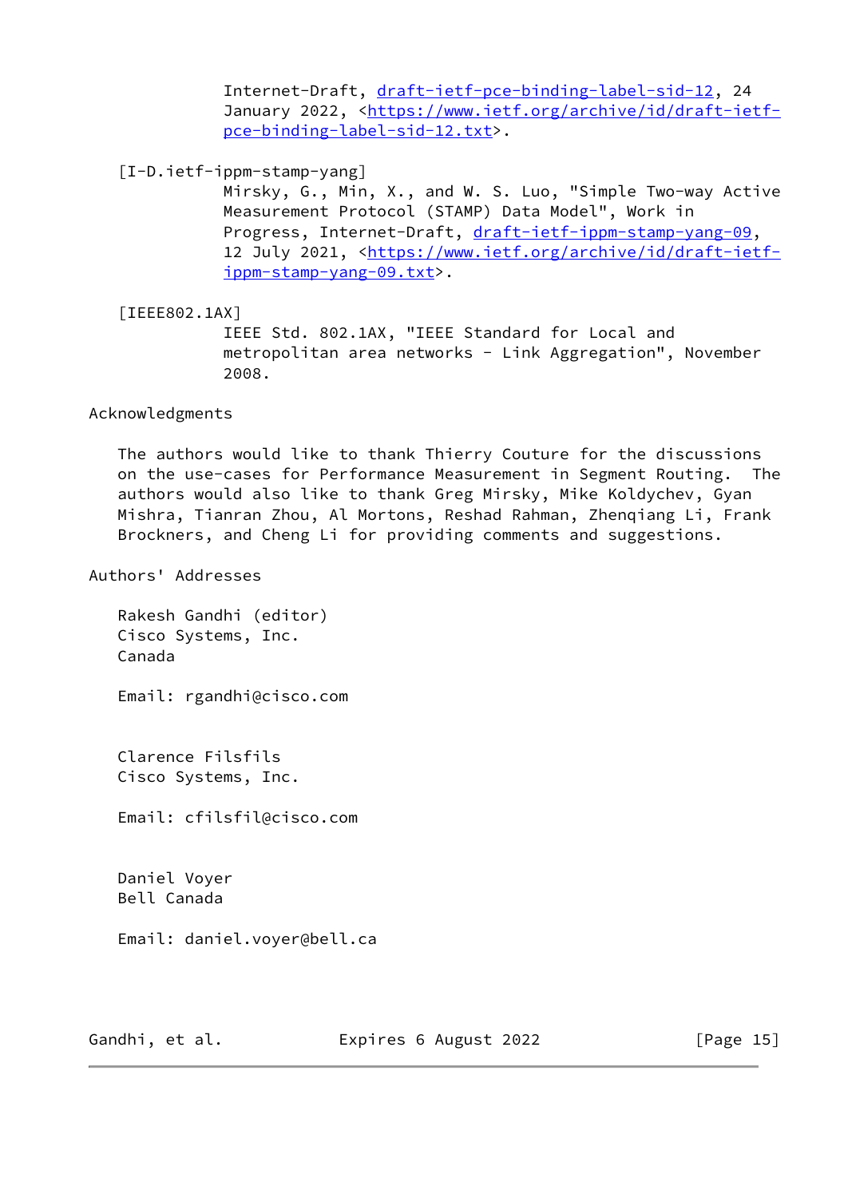Internet-Draft, draft-ietf-pce-binding-label-sid-12, 24 January 2022, <https://www.ietf.org/archive/id/draft-ietf-pce-binding-label-sid-12.txt>.

[I-D.ietf-ippm-stamp-yang]
Mirsky, G., Min, X., and W. S. Luo, "Simple Two-way Active Measurement Protocol (STAMP) Data Model", Work in Progress, Internet-Draft, draft-ietf-ippm-stamp-yang-09, 12 July 2021, <https://www.ietf.org/archive/id/draft-ietf-ippm-stamp-yang-09.txt>.

[IEEE802.1AX]
IEEE Std. 802.1AX, "IEEE Standard for Local and metropolitan area networks - Link Aggregation", November 2008.

## Acknowledgments

The authors would like to thank Thierry Couture for the discussions on the use-cases for Performance Measurement in Segment Routing. The authors would also like to thank Greg Mirsky, Mike Koldychev, Gyan Mishra, Tianran Zhou, Al Mortons, Reshad Rahman, Zhenqiang Li, Frank Brockners, and Cheng Li for providing comments and suggestions.

## Authors' Addresses

Rakesh Gandhi (editor)
Cisco Systems, Inc.
Canada

Email: rgandhi@cisco.com

Clarence Filsfils
Cisco Systems, Inc.

Email: cfilsfil@cisco.com

Daniel Voyer
Bell Canada

Email: daniel.voyer@bell.ca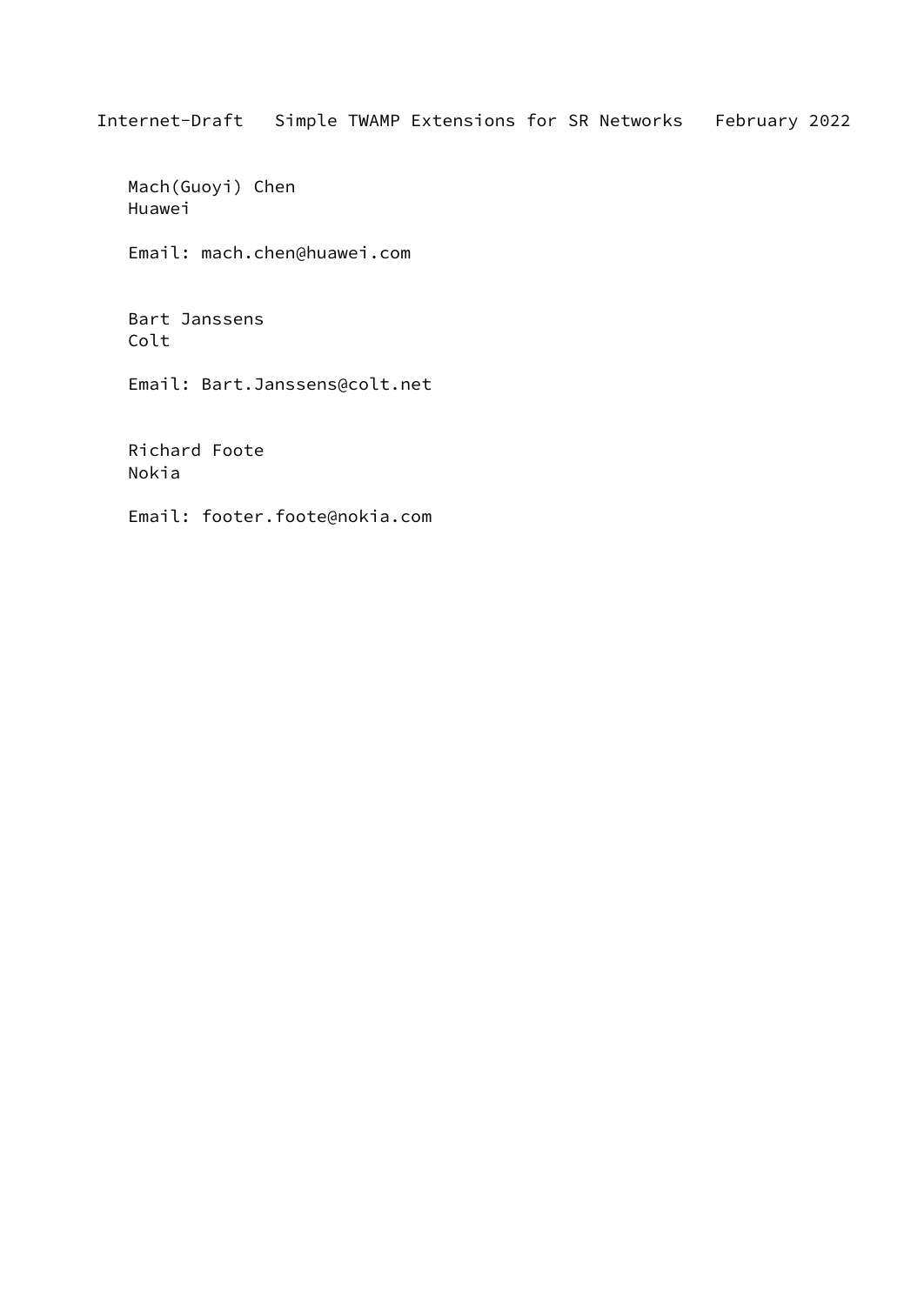Mach(Guoyi) Chen
Huawei

Email: mach.chen@huawei.com

Bart Janssens
Colt

Email: Bart.Janssens@colt.net

Richard Foote
Nokia

Email: footer.foote@nokia.com